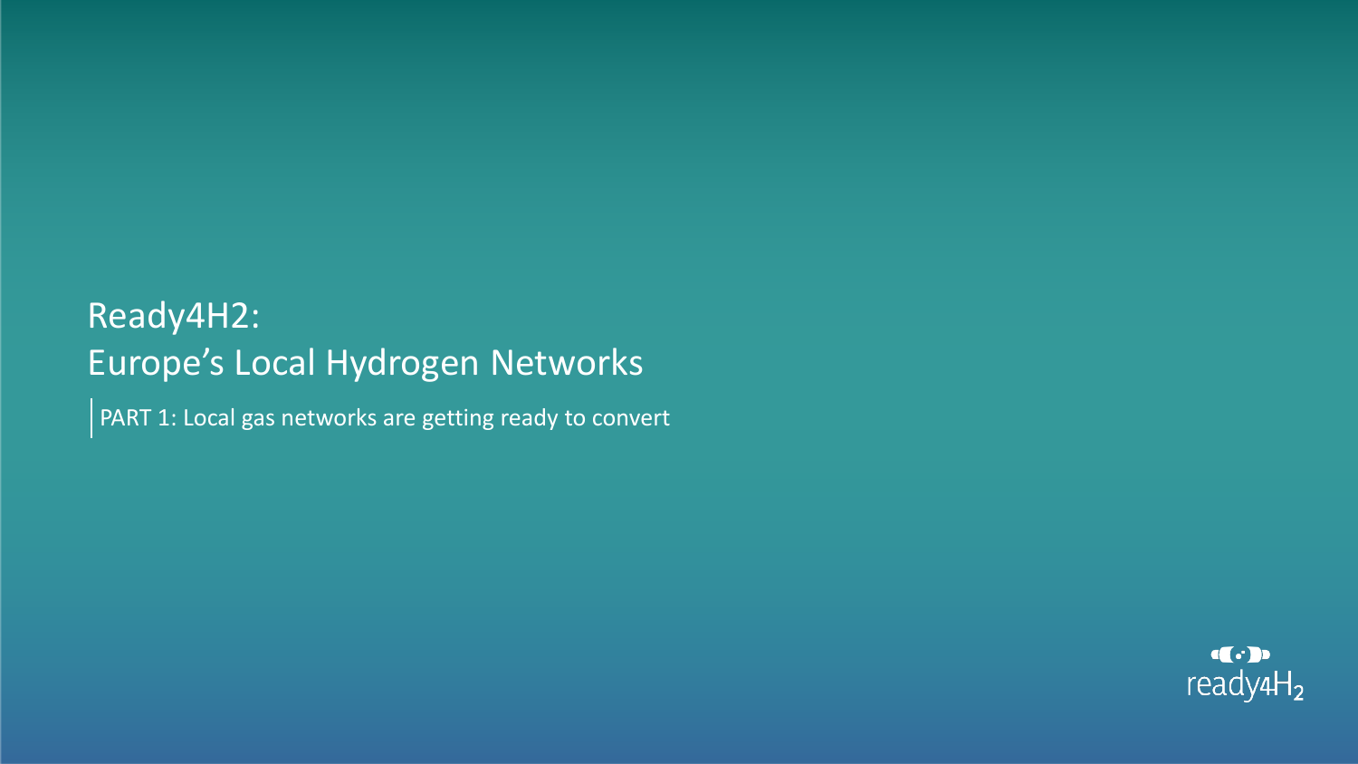# Ready4H2:
# Europe's Local Hydrogen Networks

PART 1: Local gas networks are getting ready to convert

ready4$H_2$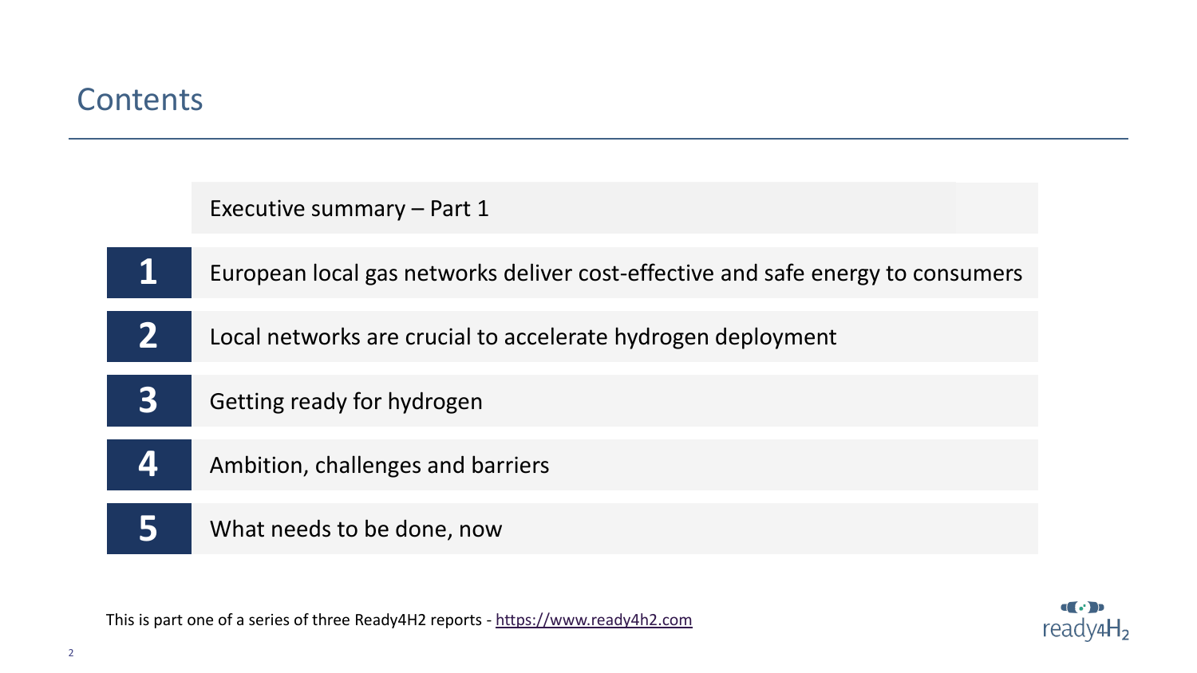# Contents

Executive summary – Part 1

1. European local gas networks deliver cost-effective and safe energy to consumers
2. Local networks are crucial to accelerate hydrogen deployment
3. Getting ready for hydrogen
4. Ambition, challenges and barriers
5. What needs to be done, now

This is part one of a series of three Ready4H2 reports - [https://www.ready4h2.com](https://www.ready4h2.com)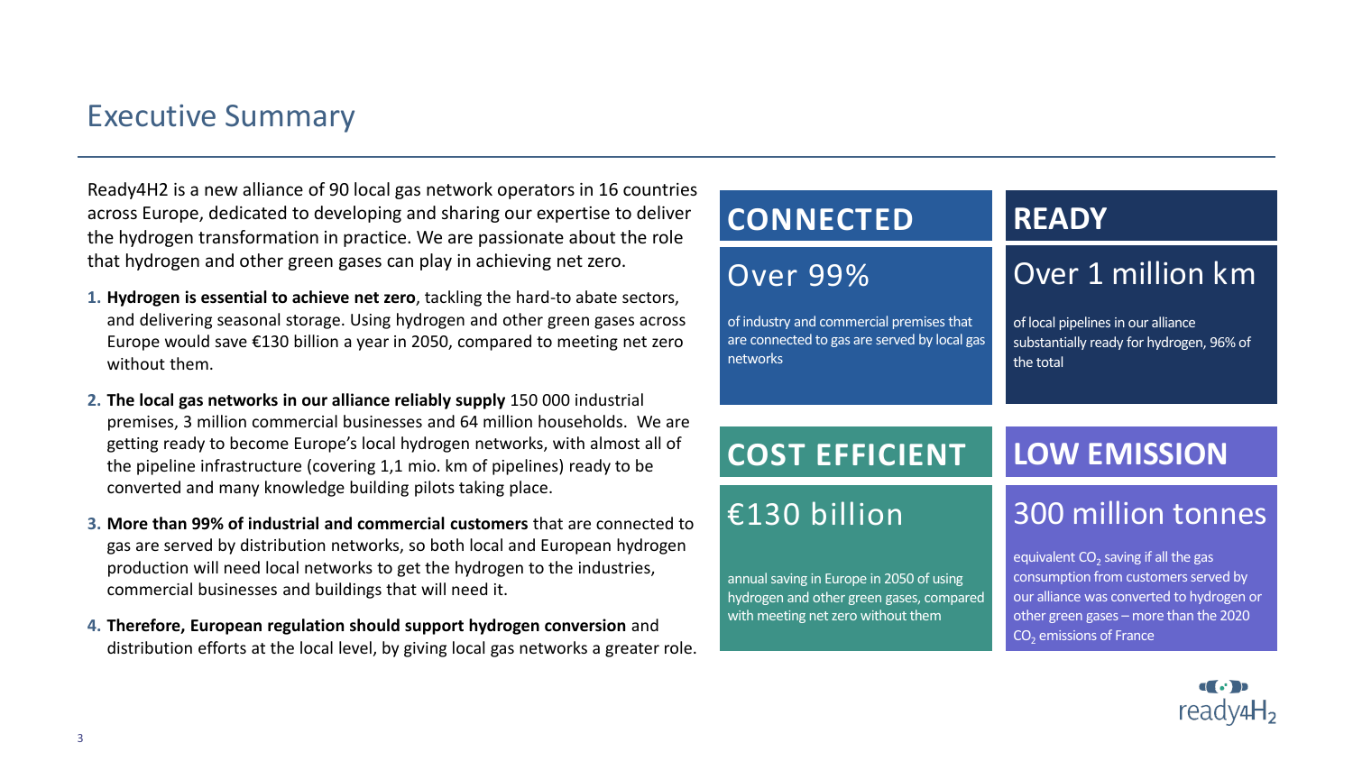# Executive Summary

Ready4H2 is a new alliance of 90 local gas network operators in 16 countries across Europe, dedicated to developing and sharing our expertise to deliver the hydrogen transformation in practice. We are passionate about the role that hydrogen and other green gases can play in achieving net zero.

1. **Hydrogen is essential to achieve net zero**, tackling the hard-to abate sectors, and delivering seasonal storage. Using hydrogen and other green gases across Europe would save €130 billion a year in 2050, compared to meeting net zero without them.
2. **The local gas networks in our alliance reliably supply** 150 000 industrial premises, 3 million commercial businesses and 64 million households. We are getting ready to become Europe's local hydrogen networks, with almost all of the pipeline infrastructure (covering 1,1 mio. km of pipelines) ready to be converted and many knowledge building pilots taking place.
3. **More than 99% of industrial and commercial customers** that are connected to gas are served by distribution networks, so both local and European hydrogen production will need local networks to get the hydrogen to the industries, commercial businesses and buildings that will need it.
4. **Therefore, European regulation should support hydrogen conversion** and distribution efforts at the local level, by giving local gas networks a greater role.

## CONNECTED

### Over 99%

of industry and commercial premises that are connected to gas are served by local gas networks

## READY

### Over 1 million km

of local pipelines in our alliance substantially ready for hydrogen, 96% of the total

## COST EFFICIENT

### €130 billion

annual saving in Europe in 2050 of using hydrogen and other green gases, compared with meeting net zero without them

## LOW EMISSION

### 300 million tonnes

equivalent $CO_2$ saving if all the gas consumption from customers served by our alliance was converted to hydrogen or other green gases – more than the 2020 $CO_2$ emissions of France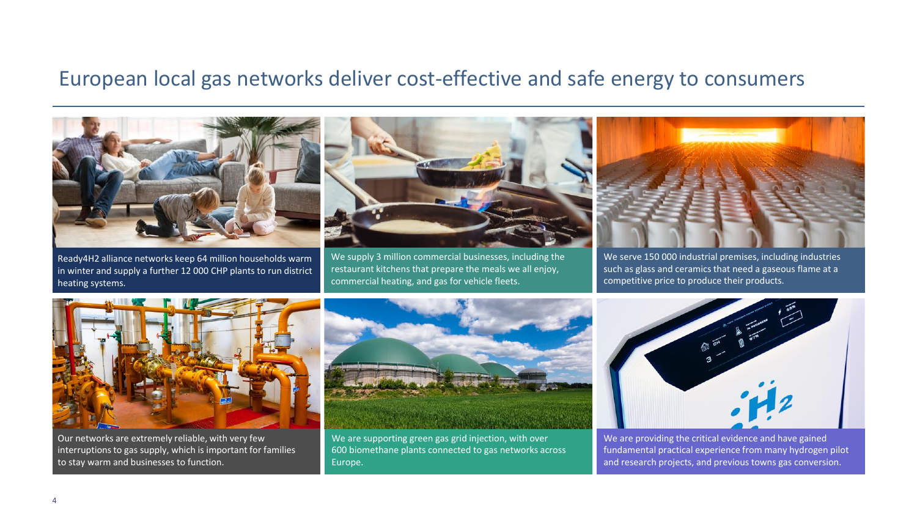# European local gas networks deliver cost-effective and safe energy to consumers

Ready4H2 alliance networks keep 64 million households warm in winter and supply a further 12 000 CHP plants to run district heating systems.

We supply 3 million commercial businesses, including the restaurant kitchens that prepare the meals we all enjoy, commercial heating, and gas for vehicle fleets.

We serve 150 000 industrial premises, including industries such as glass and ceramics that need a gaseous flame at a competitive price to produce their products.

Our networks are extremely reliable, with very few interruptions to gas supply, which is important for families to stay warm and businesses to function.

We are supporting green gas grid injection, with over 600 biomethane plants connected to gas networks across Europe.

We are providing the critical evidence and have gained fundamental practical experience from many hydrogen pilot and research projects, and previous towns gas conversion.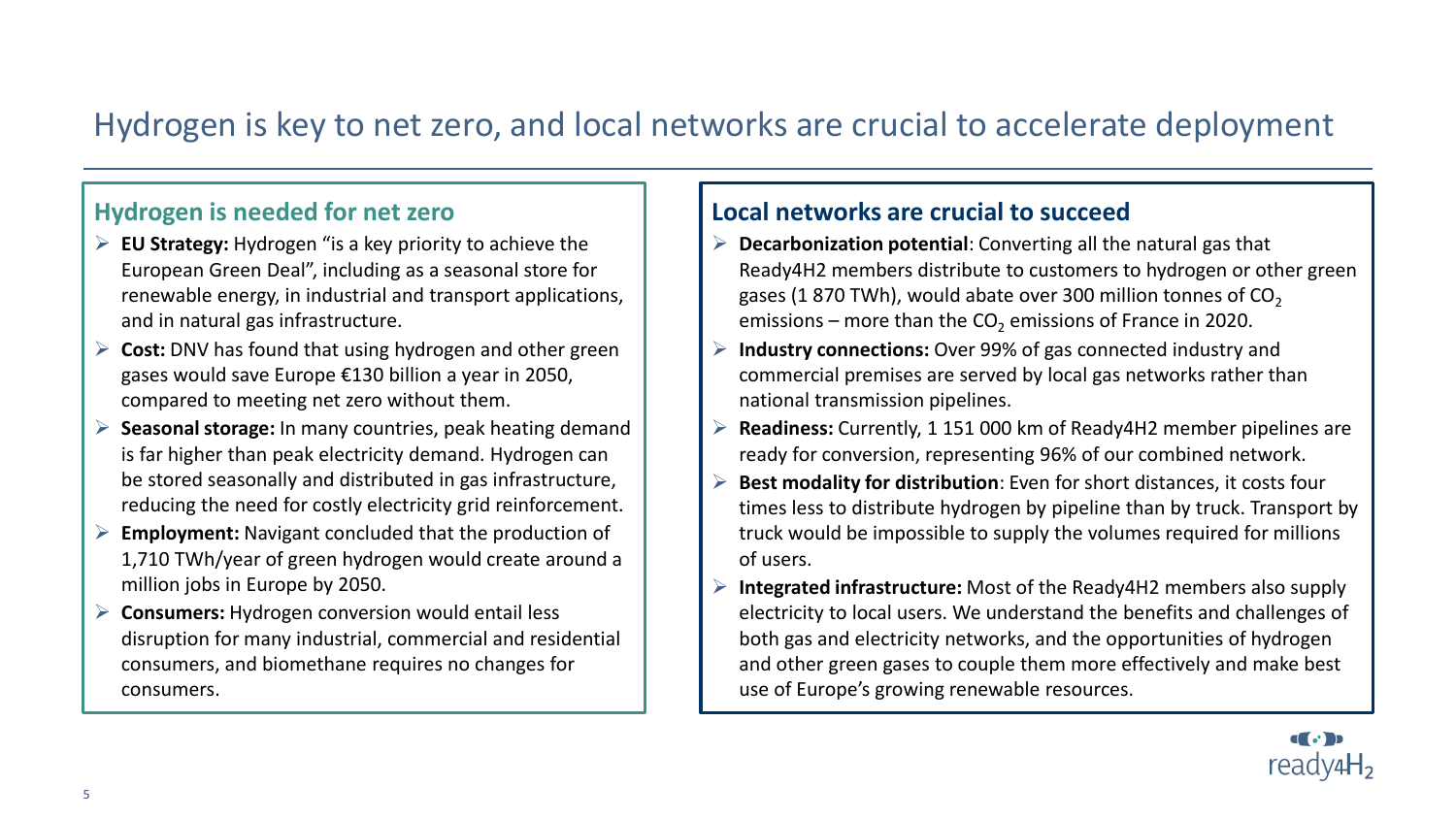# Hydrogen is key to net zero, and local networks are crucial to accelerate deployment

## Hydrogen is needed for net zero

- **EU Strategy:** Hydrogen "is a key priority to achieve the European Green Deal", including as a seasonal store for renewable energy, in industrial and transport applications, and in natural gas infrastructure.
- **Cost:** DNV has found that using hydrogen and other green gases would save Europe €130 billion a year in 2050, compared to meeting net zero without them.
- **Seasonal storage:** In many countries, peak heating demand is far higher than peak electricity demand. Hydrogen can be stored seasonally and distributed in gas infrastructure, reducing the need for costly electricity grid reinforcement.
- **Employment:** Navigant concluded that the production of 1,710 TWh/year of green hydrogen would create around a million jobs in Europe by 2050.
- **Consumers:** Hydrogen conversion would entail less disruption for many industrial, commercial and residential consumers, and biomethane requires no changes for consumers.

## Local networks are crucial to succeed

- **Decarbonization potential**: Converting all the natural gas that Ready4H2 members distribute to customers to hydrogen or other green gases (1 870 TWh), would abate over 300 million tonnes of $CO_2$ emissions – more than the $CO_2$ emissions of France in 2020.
- **Industry connections:** Over 99% of gas connected industry and commercial premises are served by local gas networks rather than national transmission pipelines.
- **Readiness:** Currently, 1 151 000 km of Ready4H2 member pipelines are ready for conversion, representing 96% of our combined network.
- **Best modality for distribution**: Even for short distances, it costs four times less to distribute hydrogen by pipeline than by truck. Transport by truck would be impossible to supply the volumes required for millions of users.
- **Integrated infrastructure:** Most of the Ready4H2 members also supply electricity to local users. We understand the benefits and challenges of both gas and electricity networks, and the opportunities of hydrogen and other green gases to couple them more effectively and make best use of Europe's growing renewable resources.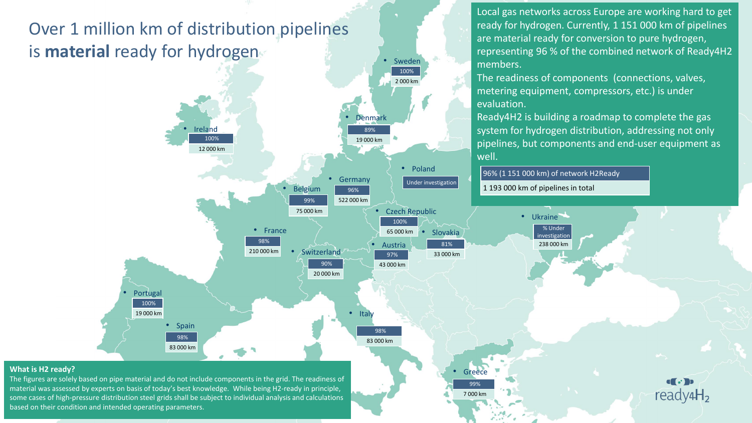# Over 1 million km of distribution pipelines is **material** ready for hydrogen

Local gas networks across Europe are working hard to get ready for hydrogen. Currently, 1 151 000 km of pipelines are material ready for conversion to pure hydrogen, representing 96 % of the combined network of Ready4H2 members.

The readiness of components (connections, valves, metering equipment, compressors, etc.) is under evaluation.

Ready4H2 is building a roadmap to complete the gas system for hydrogen distribution, addressing not only pipelines, but components and end-user equipment as well.

| 96% (1 151 000 km) of network H2Ready |
| --- |
| 1 193 000 km of pipelines in total |

| Country | H2 ready | Pipelines |
| --- | --- | --- |
| Sweden | 100% | 2 000 km |
| Ireland | 100% | 12 000 km |
| Denmark | 89% | 19 000 km |
| Poland | Under investigation | |
| Germany | 96% | 522 000 km |
| Belgium | 99% | 75 000 km |
| Czech Republic | 100% | 65 000 km |
| Ukraine | % Under investigation | 238 000 km |
| Slovakia | 81% | 33 000 km |
| France | 98% | 210 000 km |
| Austria | 97% | 43 000 km |
| Switzerland | 90% | 20 000 km |
| Portugal | 100% | 19 000 km |
| Spain | 98% | 83 000 km |
| Italy | 98% | 83 000 km |
| Greece | 99% | 7 000 km |

**What is H2 ready?**

The figures are solely based on pipe material and do not include components in the grid. The readiness of material was assessed by experts on basis of today's best knowledge. While being H2-ready in principle, some cases of high-pressure distribution steel grids shall be subject to individual analysis and calculations based on their condition and intended operating parameters.

ready4H2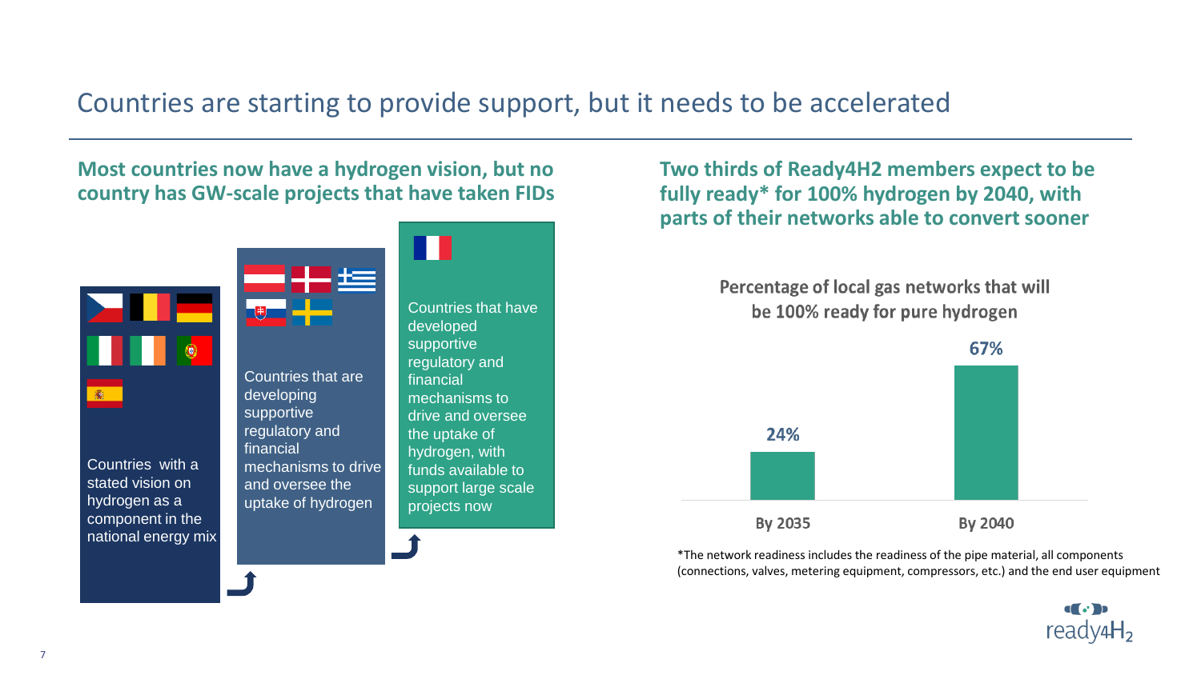# Countries are starting to provide support, but it needs to be accelerated

## Most countries now have a hydrogen vision, but no country has GW-scale projects that have taken FIDs

Countries with a stated vision on hydrogen as a component in the national energy mix

Countries that are developing supportive regulatory and financial mechanisms to drive and oversee the uptake of hydrogen

Countries that have developed supportive regulatory and financial mechanisms to drive and oversee the uptake of hydrogen, with funds available to support large scale projects now

## Two thirds of Ready4H2 members expect to be fully ready* for 100% hydrogen by 2040, with parts of their networks able to convert sooner

**Percentage of local gas networks that will be 100% ready for pure hydrogen**

| | By 2035 | By 2040 |
|---|---|---|
| Percentage | 24% | 67% |

*The network readiness includes the readiness of the pipe material, all components (connections, valves, metering equipment, compressors, etc.) and the end user equipment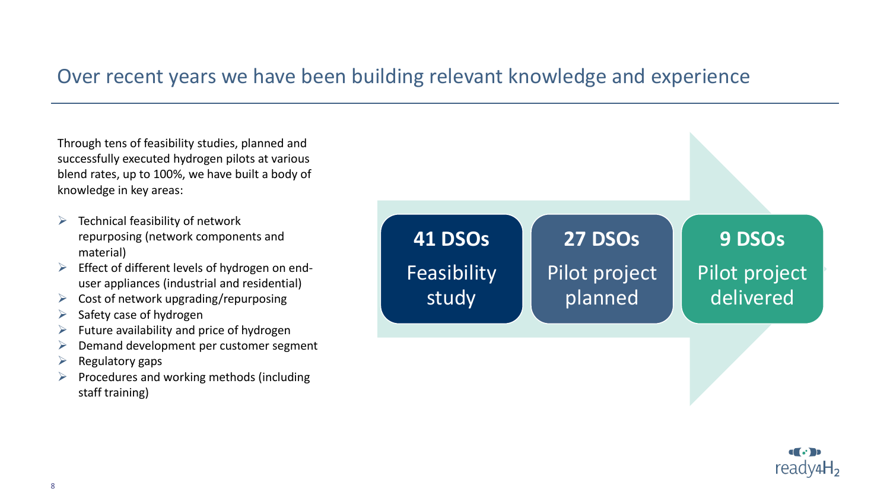# Over recent years we have been building relevant knowledge and experience

Through tens of feasibility studies, planned and successfully executed hydrogen pilots at various blend rates, up to 100%, we have built a body of knowledge in key areas:

- Technical feasibility of network repurposing (network components and material)
- Effect of different levels of hydrogen on end-user appliances (industrial and residential)
- Cost of network upgrading/repurposing
- Safety case of hydrogen
- Future availability and price of hydrogen
- Demand development per customer segment
- Regulatory gaps
- Procedures and working methods (including staff training)

**41 DSOs**
Feasibility study

**27 DSOs**
Pilot project planned

**9 DSOs**
Pilot project delivered

ready4H2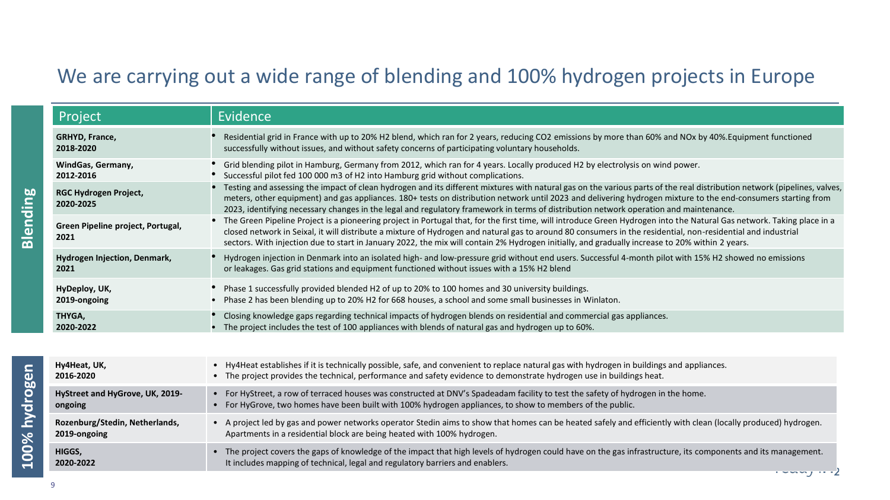# We are carrying out a wide range of blending and 100% hydrogen projects in Europe

## Blending

| Project | Evidence |
| --- | --- |
| **GRHYD, France, 2018-2020** | • Residential grid in France with up to 20% H2 blend, which ran for 2 years, reducing CO2 emissions by more than 60% and NOx by 40%.Equipment functioned successfully without issues, and without safety concerns of participating voluntary households. |
| **WindGas, Germany, 2012-2016** | • Grid blending pilot in Hamburg, Germany from 2012, which ran for 4 years. Locally produced H2 by electrolysis on wind power.<br>• Successful pilot fed 100 000 m3 of H2 into Hamburg grid without complications. |
| **RGC Hydrogen Project, 2020-2025** | • Testing and assessing the impact of clean hydrogen and its different mixtures with natural gas on the various parts of the real distribution network (pipelines, valves, meters, other equipment) and gas appliances. 180+ tests on distribution network until 2023 and delivering hydrogen mixture to the end-consumers starting from 2023, identifying necessary changes in the legal and regulatory framework in terms of distribution network operation and maintenance. |
| **Green Pipeline project, Portugal, 2021** | • The Green Pipeline Project is a pioneering project in Portugal that, for the first time, will introduce Green Hydrogen into the Natural Gas network. Taking place in a closed network in Seixal, it will distribute a mixture of Hydrogen and natural gas to around 80 consumers in the residential, non-residential and industrial sectors. With injection due to start in January 2022, the mix will contain 2% Hydrogen initially, and gradually increase to 20% within 2 years. |
| **Hydrogen Injection, Denmark, 2021** | • Hydrogen injection in Denmark into an isolated high- and low-pressure grid without end users. Successful 4-month pilot with 15% H2 showed no emissions or leakages. Gas grid stations and equipment functioned without issues with a 15% H2 blend |
| **HyDeploy, UK, 2019-ongoing** | • Phase 1 successfully provided blended H2 of up to 20% to 100 homes and 30 university buildings.<br>• Phase 2 has been blending up to 20% H2 for 668 houses, a school and some small businesses in Winlaton. |
| **THYGA, 2020-2022** | • Closing knowledge gaps regarding technical impacts of hydrogen blends on residential and commercial gas appliances.<br>• The project includes the test of 100 appliances with blends of natural gas and hydrogen up to 60%. |

## 100% hydrogen

| Project | Evidence |
| --- | --- |
| **Hy4Heat, UK, 2016-2020** | • Hy4Heat establishes if it is technically possible, safe, and convenient to replace natural gas with hydrogen in buildings and appliances.<br>• The project provides the technical, performance and safety evidence to demonstrate hydrogen use in buildings heat. |
| **HyStreet and HyGrove, UK, 2019-ongoing** | • For HyStreet, a row of terraced houses was constructed at DNV's Spadeadam facility to test the safety of hydrogen in the home.<br>• For HyGrove, two homes have been built with 100% hydrogen appliances, to show to members of the public. |
| **Rozenburg/Stedin, Netherlands, 2019-ongoing** | • A project led by gas and power networks operator Stedin aims to show that homes can be heated safely and efficiently with clean (locally produced) hydrogen. Apartments in a residential block are being heated with 100% hydrogen. |
| **HIGGS, 2020-2022** | • The project covers the gaps of knowledge of the impact that high levels of hydrogen could have on the gas infrastructure, its components and its management. It includes mapping of technical, legal and regulatory barriers and enablers. |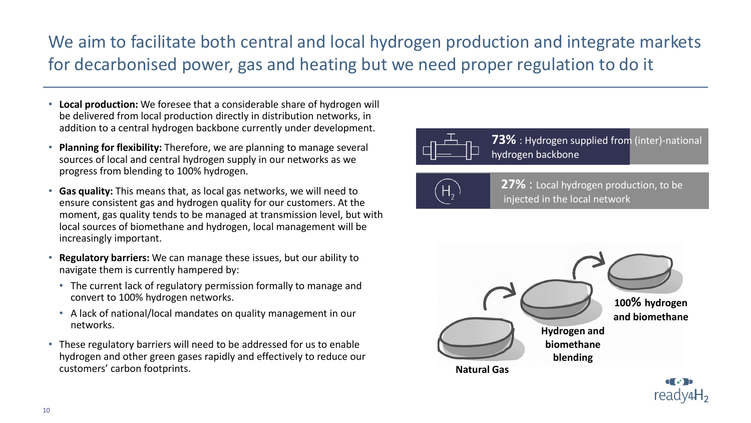# We aim to facilitate both central and local hydrogen production and integrate markets for decarbonised power, gas and heating but we need proper regulation to do it

- **Local production:** We foresee that a considerable share of hydrogen will be delivered from local production directly in distribution networks, in addition to a central hydrogen backbone currently under development.
- **Planning for flexibility:** Therefore, we are planning to manage several sources of local and central hydrogen supply in our networks as we progress from blending to 100% hydrogen.
- **Gas quality:** This means that, as local gas networks, we will need to ensure consistent gas and hydrogen quality for our customers. At the moment, gas quality tends to be managed at transmission level, but with local sources of biomethane and hydrogen, local management will be increasingly important.
- **Regulatory barriers:** We can manage these issues, but our ability to navigate them is currently hampered by:
  - The current lack of regulatory permission formally to manage and convert to 100% hydrogen networks.
  - A lack of national/local mandates on quality management in our networks.
- These regulatory barriers will need to be addressed for us to enable hydrogen and other green gases rapidly and effectively to reduce our customers' carbon footprints.

**73%** : Hydrogen supplied from (inter)-national hydrogen backbone

**27%** : Local hydrogen production, to be injected in the local network

**Natural Gas** → **Hydrogen and biomethane blending** → **100% hydrogen and biomethane**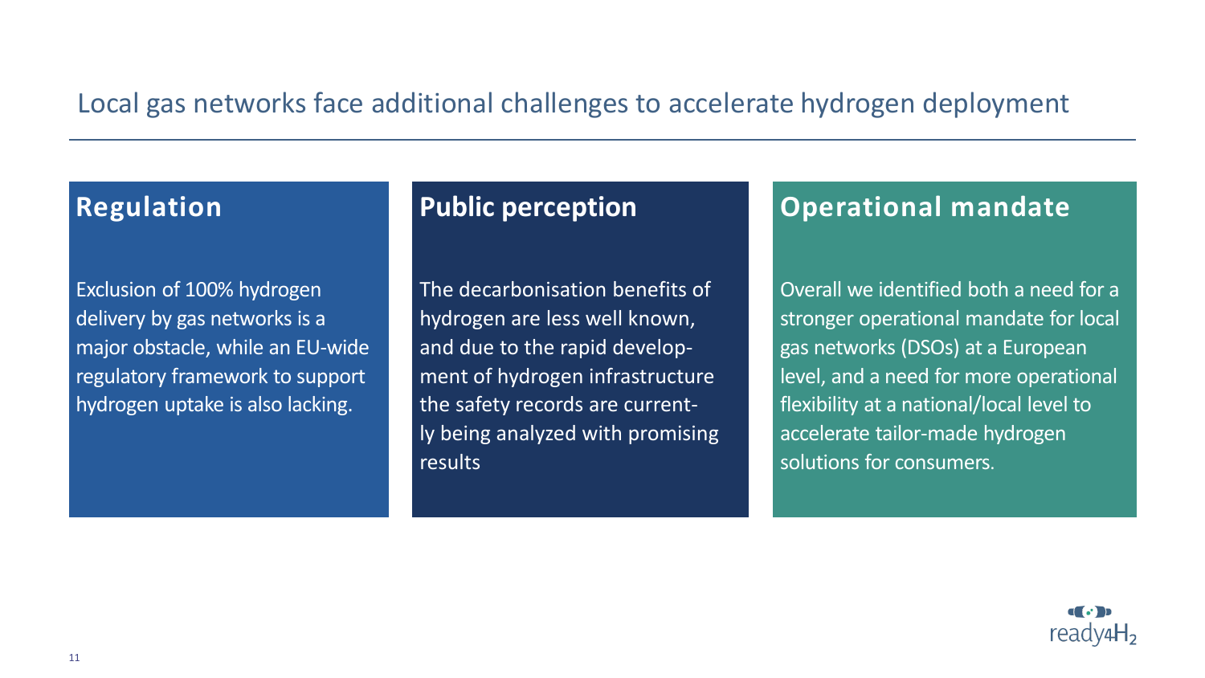# Local gas networks face additional challenges to accelerate hydrogen deployment

## Regulation

Exclusion of 100% hydrogen delivery by gas networks is a major obstacle, while an EU-wide regulatory framework to support hydrogen uptake is also lacking.

## Public perception

The decarbonisation benefits of hydrogen are less well known, and due to the rapid development of hydrogen infrastructure the safety records are currently being analyzed with promising results

## Operational mandate

Overall we identified both a need for a stronger operational mandate for local gas networks (DSOs) at a European level, and a need for more operational flexibility at a national/local level to accelerate tailor-made hydrogen solutions for consumers.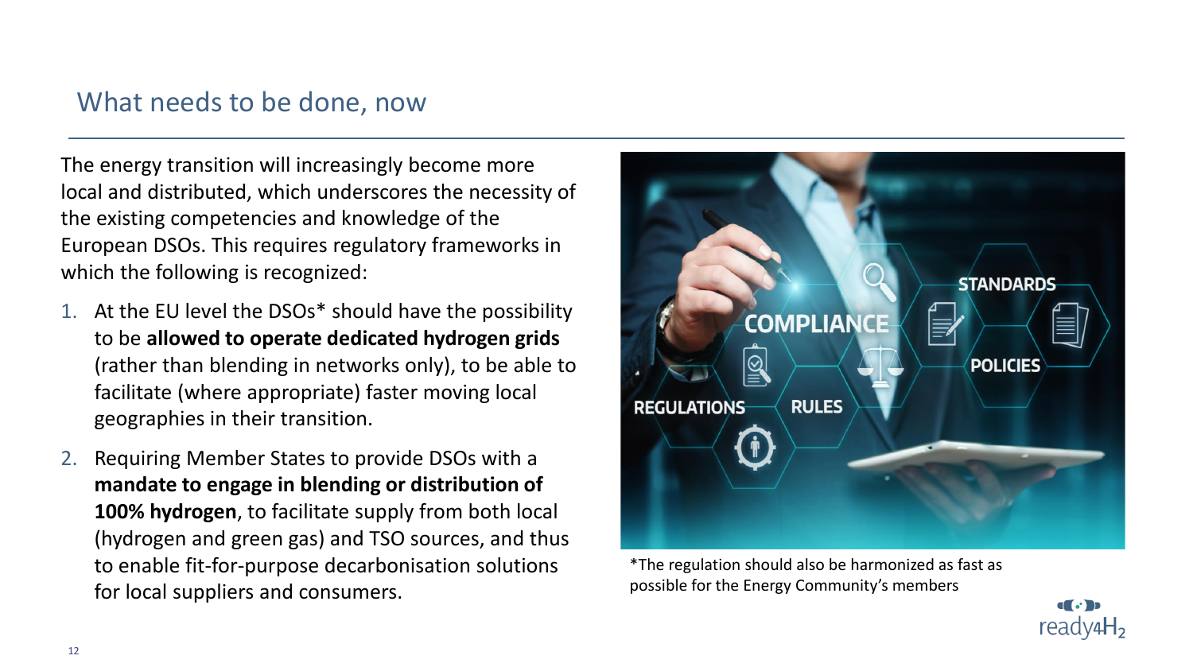## What needs to be done, now

The energy transition will increasingly become more local and distributed, which underscores the necessity of the existing competencies and knowledge of the European DSOs. This requires regulatory frameworks in which the following is recognized:

1. At the EU level the DSOs* should have the possibility to be **allowed to operate dedicated hydrogen grids** (rather than blending in networks only), to be able to facilitate (where appropriate) faster moving local geographies in their transition.
2. Requiring Member States to provide DSOs with a **mandate to engage in blending or distribution of 100% hydrogen**, to facilitate supply from both local (hydrogen and green gas) and TSO sources, and thus to enable fit-for-purpose decarbonisation solutions for local suppliers and consumers.

*The regulation should also be harmonized as fast as possible for the Energy Community's members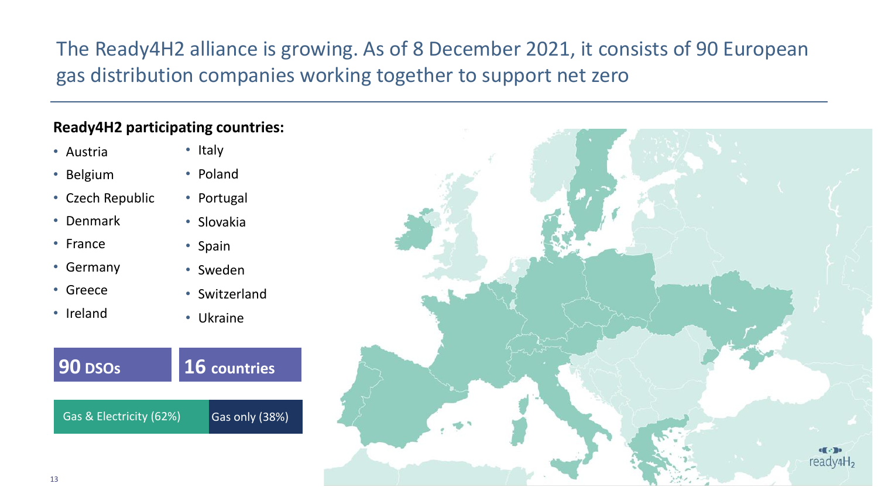# The Ready4H2 alliance is growing. As of 8 December 2021, it consists of 90 European gas distribution companies working together to support net zero

**Ready4H2 participating countries:**

- Austria
- Belgium
- Czech Republic
- Denmark
- France
- Germany
- Greece
- Ireland
- Italy
- Poland
- Portugal
- Slovakia
- Spain
- Sweden
- Switzerland
- Ukraine

**90 DSOs**

**16 countries**

Gas & Electricity (62%) | Gas only (38%)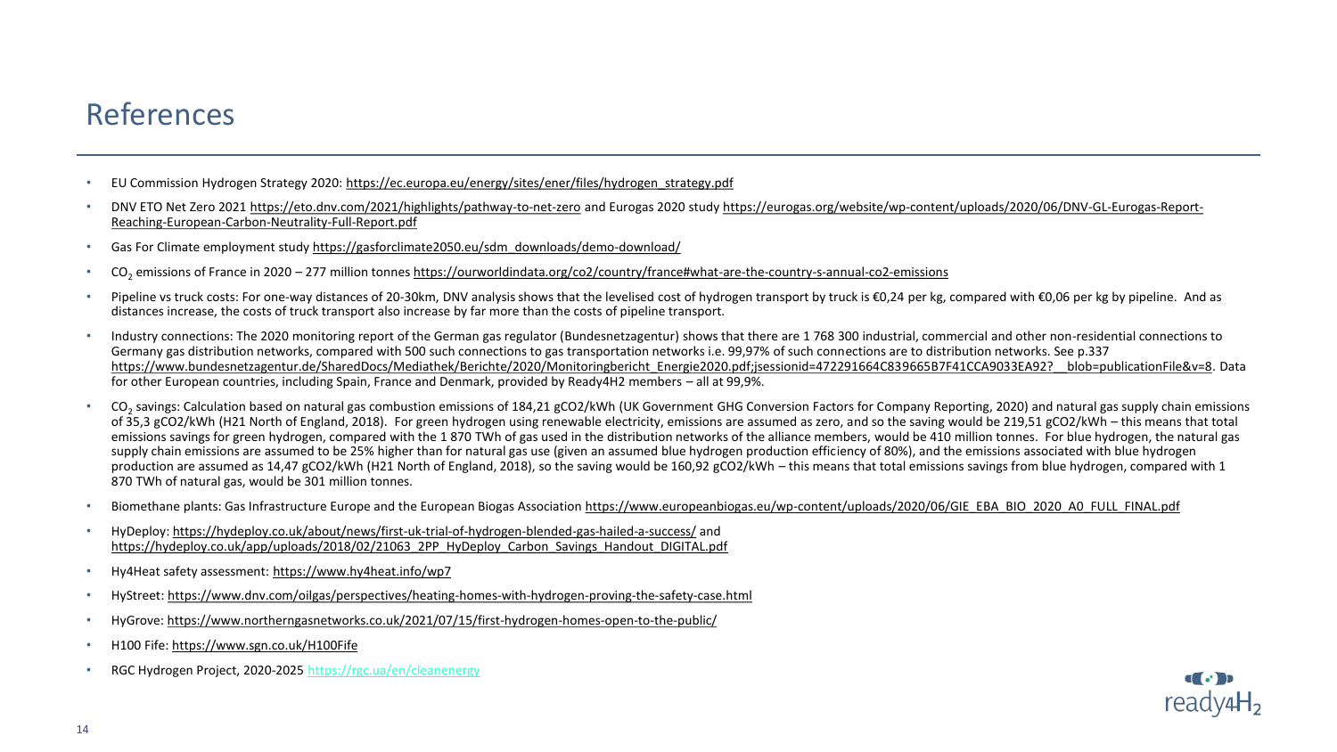# References

- EU Commission Hydrogen Strategy 2020: https://ec.europa.eu/energy/sites/ener/files/hydrogen_strategy.pdf
- DNV ETO Net Zero 2021 https://eto.dnv.com/2021/highlights/pathway-to-net-zero and Eurogas 2020 study https://eurogas.org/website/wp-content/uploads/2020/06/DNV-GL-Eurogas-Report-Reaching-European-Carbon-Neutrality-Full-Report.pdf
- Gas For Climate employment study https://gasforclimate2050.eu/sdm_downloads/demo-download/
- $CO_2$ emissions of France in 2020 – 277 million tonnes https://ourworldindata.org/co2/country/france#what-are-the-country-s-annual-co2-emissions
- Pipeline vs truck costs: For one-way distances of 20-30km, DNV analysis shows that the levelised cost of hydrogen transport by truck is €0,24 per kg, compared with €0,06 per kg by pipeline. And as distances increase, the costs of truck transport also increase by far more than the costs of pipeline transport.
- Industry connections: The 2020 monitoring report of the German gas regulator (Bundesnetzagentur) shows that there are 1 768 300 industrial, commercial and other non-residential connections to Germany gas distribution networks, compared with 500 such connections to gas transportation networks i.e. 99,97% of such connections are to distribution networks. See p.337 https://www.bundesnetzagentur.de/SharedDocs/Mediathek/Berichte/2020/Monitoringbericht_Energie2020.pdf;jsessionid=472291664C839665B7F41CCA9033EA92?__blob=publicationFile&v=8. Data for other European countries, including Spain, France and Denmark, provided by Ready4H2 members – all at 99,9%.
- $CO_2$ savings: Calculation based on natural gas combustion emissions of 184,21 gCO2/kWh (UK Government GHG Conversion Factors for Company Reporting, 2020) and natural gas supply chain emissions of 35,3 gCO2/kWh (H21 North of England, 2018). For green hydrogen using renewable electricity, emissions are assumed as zero, and so the saving would be 219,51 gCO2/kWh – this means that total emissions savings for green hydrogen, compared with the 1 870 TWh of gas used in the distribution networks of the alliance members, would be 410 million tonnes. For blue hydrogen, the natural gas supply chain emissions are assumed to be 25% higher than for natural gas use (given an assumed blue hydrogen production efficiency of 80%), and the emissions associated with blue hydrogen production are assumed as 14,47 gCO2/kWh (H21 North of England, 2018), so the saving would be 160,92 gCO2/kWh – this means that total emissions savings from blue hydrogen, compared with 1 870 TWh of natural gas, would be 301 million tonnes.
- Biomethane plants: Gas Infrastructure Europe and the European Biogas Association https://www.europeanbiogas.eu/wp-content/uploads/2020/06/GIE_EBA_BIO_2020_A0_FULL_FINAL.pdf
- HyDeploy: https://hydeploy.co.uk/about/news/first-uk-trial-of-hydrogen-blended-gas-hailed-a-success/ and https://hydeploy.co.uk/app/uploads/2018/02/21063_2PP_HyDeploy_Carbon_Savings_Handout_DIGITAL.pdf
- Hy4Heat safety assessment: https://www.hy4heat.info/wp7
- HyStreet: https://www.dnv.com/oilgas/perspectives/heating-homes-with-hydrogen-proving-the-safety-case.html
- HyGrove: https://www.northerngasnetworks.co.uk/2021/07/15/first-hydrogen-homes-open-to-the-public/
- H100 Fife: https://www.sgn.co.uk/H100Fife
- RGC Hydrogen Project, 2020-2025 https://rgc.ua/en/cleanenergy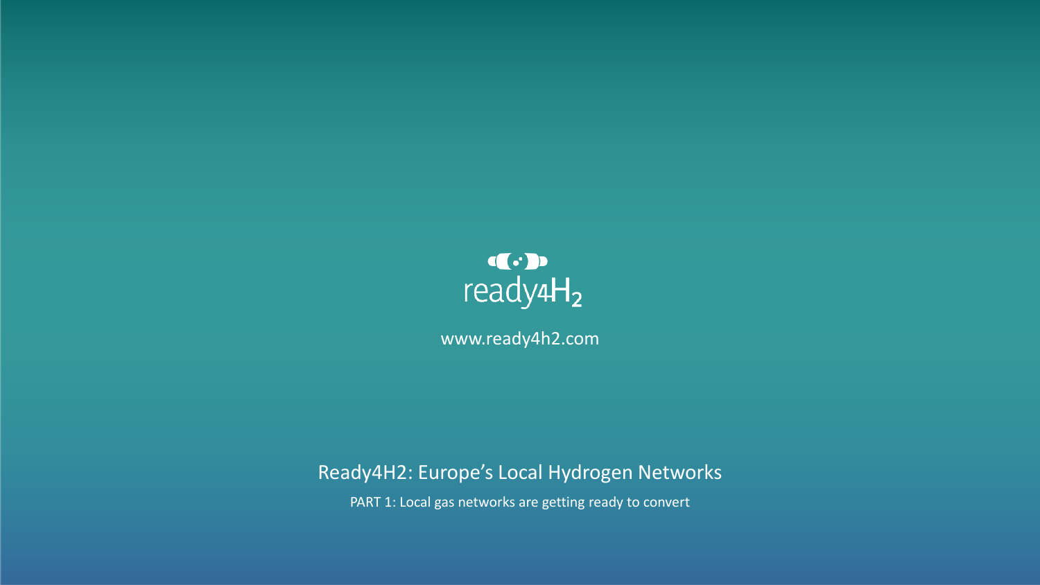ready4$H_2$

www.ready4h2.com

Ready4H2: Europe's Local Hydrogen Networks

PART 1: Local gas networks are getting ready to convert